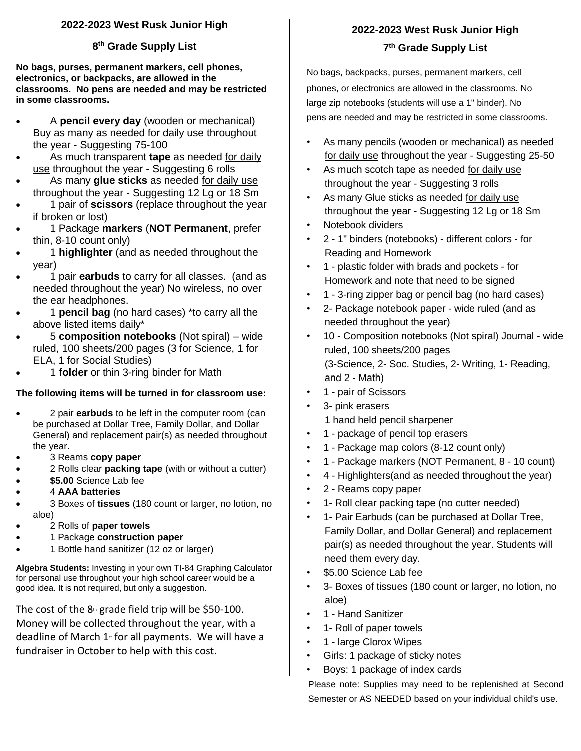## 2022-2023 West Rusk Junior High

## 8th Grade Supply List

**No bags, purses, permanent markers, cell phones, electronics, or backpacks, are allowed in the classrooms. No pens are needed and may be restricted in some classrooms.**

- A **pencil every day** (wooden or mechanical) Buy as many as needed for daily use throughout the year - Suggesting 75-100
- As much transparent **tape** as needed for daily use throughout the year - Suggesting 6 rolls
- As many **glue sticks** as needed for daily use throughout the year - Suggesting 12 Lg or 18 Sm
- 1 pair of **scissors** (replace throughout the year if broken or lost)
- 1 Package **markers** (**NOT Permanent**, prefer thin, 8-10 count only)
- 1 **highlighter** (and as needed throughout the year)
- 1 pair **earbuds** to carry for all classes. (and as needed throughout the year) No wireless, no over the ear headphones.
- 1 **pencil bag** (no hard cases) *to carry all the above listed items daily*
- 5 **composition notebooks** (Not spiral) – wide ruled, 100 sheets/200 pages (3 for Science, 1 for ELA, 1 for Social Studies)
- 1 **folder** or thin 3-ring binder for Math

**The following items will be turned in for classroom use:**

- 2 pair **earbuds** to be left in the computer room (can be purchased at Dollar Tree, Family Dollar, and Dollar General) and replacement pair(s) as needed throughout the year.
- 3 Reams **copy paper**
- 2 Rolls clear **packing tape** (with or without a cutter)
- **$5.00** Science Lab fee
- 4 **AAA batteries**
- 3 Boxes of **tissues** (180 count or larger, no lotion, no aloe)
- 2 Rolls of **paper towels**
- 1 Package **construction paper**
- 1 Bottle hand sanitizer (12 oz or larger)

**Algebra Students:** Investing in your own TI-84 Graphing Calculator for personal use throughout your high school career would be a good idea. It is not required, but only a suggestion.

The cost of the 8th grade field trip will be $50-100. Money will be collected throughout the year, with a deadline of March 1st for all payments. We will have a fundraiser in October to help with this cost.

## 2022-2023 West Rusk Junior High

## 7th Grade Supply List

No bags, backpacks, purses, permanent markers, cell phones, or electronics are allowed in the classrooms. No large zip notebooks (students will use a 1" binder). No pens are needed and may be restricted in some classrooms.

- As many pencils (wooden or mechanical) as needed for daily use throughout the year - Suggesting 25-50
- As much scotch tape as needed for daily use throughout the year - Suggesting 3 rolls
- As many Glue sticks as needed for daily use throughout the year - Suggesting 12 Lg or 18 Sm
- Notebook dividers
- 2 - 1" binders (notebooks) - different colors - for Reading and Homework
- 1 - plastic folder with brads and pockets - for Homework and note that need to be signed
- 1 - 3-ring zipper bag or pencil bag (no hard cases)
- 2- Package notebook paper - wide ruled (and as needed throughout the year)
- 10 - Composition notebooks (Not spiral) Journal - wide ruled, 100 sheets/200 pages (3-Science, 2- Soc. Studies, 2- Writing, 1- Reading, and 2 - Math)
- 1 - pair of Scissors
- 3- pink erasers
  1 hand held pencil sharpener
- 1 - package of pencil top erasers
- 1 - Package map colors (8-12 count only)
- 1 - Package markers (NOT Permanent, 8 - 10 count)
- 4 - Highlighters(and as needed throughout the year)
- 2 - Reams copy paper
- 1- Roll clear packing tape (no cutter needed)
- 1- Pair Earbuds (can be purchased at Dollar Tree, Family Dollar, and Dollar General) and replacement pair(s) as needed throughout the year. Students will need them every day.
- $5.00 Science Lab fee
- 3- Boxes of tissues (180 count or larger, no lotion, no aloe)
- 1 - Hand Sanitizer
- 1- Roll of paper towels
- 1 - large Clorox Wipes
- Girls: 1 package of sticky notes
- Boys: 1 package of index cards

Please note: Supplies may need to be replenished at Second Semester or AS NEEDED based on your individual child's use.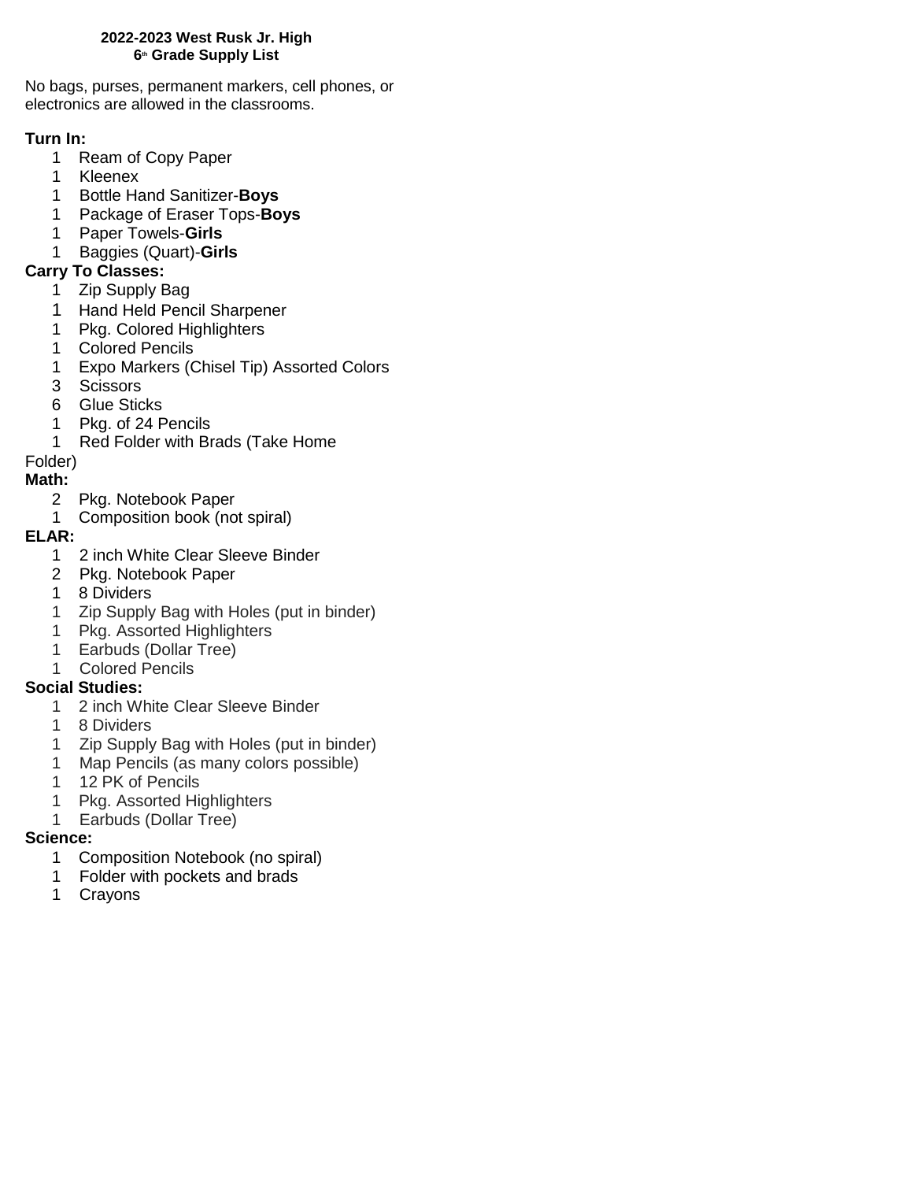**2022-2023 West Rusk Jr. High**
**6th Grade Supply List**

No bags, purses, permanent markers, cell phones, or electronics are allowed in the classrooms.

**Turn In:**

- 1 Ream of Copy Paper
- 1 Kleenex
- 1 Bottle Hand Sanitizer-**Boys**
- 1 Package of Eraser Tops-**Boys**
- 1 Paper Towels-**Girls**
- 1 Baggies (Quart)-**Girls**

**Carry To Classes:**

- 1 Zip Supply Bag
- 1 Hand Held Pencil Sharpener
- 1 Pkg. Colored Highlighters
- 1 Colored Pencils
- 1 Expo Markers (Chisel Tip) Assorted Colors
- 3 Scissors
- 6 Glue Sticks
- 1 Pkg. of 24 Pencils
- 1 Red Folder with Brads (Take Home Folder)

**Math:**

- 2 Pkg. Notebook Paper
- 1 Composition book (not spiral)

**ELAR:**

- 1 2 inch White Clear Sleeve Binder
- 2 Pkg. Notebook Paper
- 1 8 Dividers
- 1 Zip Supply Bag with Holes (put in binder)
- 1 Pkg. Assorted Highlighters
- 1 Earbuds (Dollar Tree)
- 1 Colored Pencils

**Social Studies:**

- 1 2 inch White Clear Sleeve Binder
- 1 8 Dividers
- 1 Zip Supply Bag with Holes (put in binder)
- 1 Map Pencils (as many colors possible)
- 1 12 PK of Pencils
- 1 Pkg. Assorted Highlighters
- 1 Earbuds (Dollar Tree)

**Science:**

- 1 Composition Notebook (no spiral)
- 1 Folder with pockets and brads
- 1 Crayons